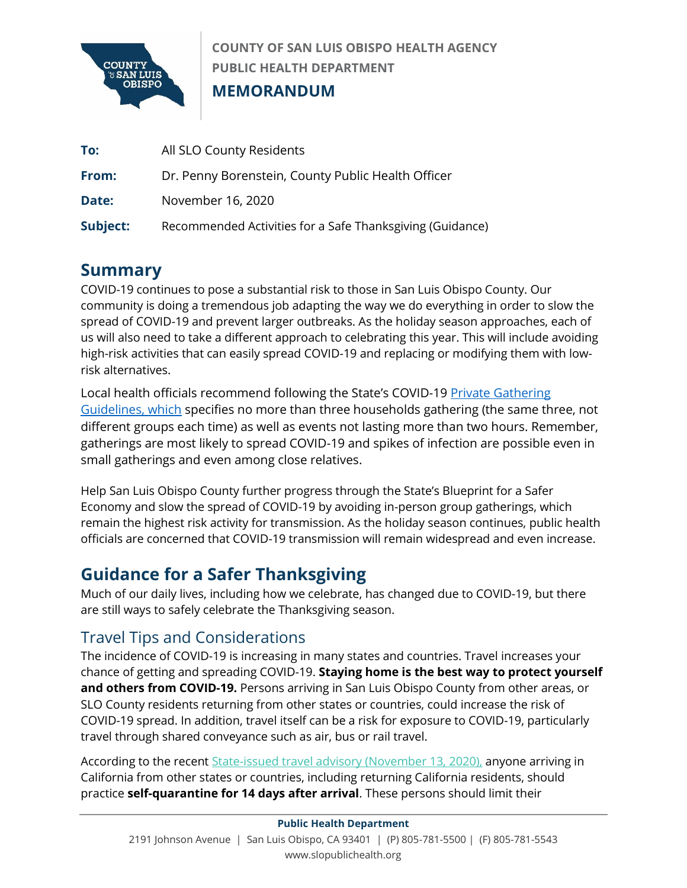**COUNTY OF SAN LUIS OBISPO HEALTH AGENCY**
**PUBLIC HEALTH DEPARTMENT**

**MEMORANDUM**

| | |
|---|---|
| **To:** | All SLO County Residents |
| **From:** | Dr. Penny Borenstein, County Public Health Officer |
| **Date:** | November 16, 2020 |
| **Subject:** | Recommended Activities for a Safe Thanksgiving (Guidance) |

## Summary

COVID-19 continues to pose a substantial risk to those in San Luis Obispo County. Our community is doing a tremendous job adapting the way we do everything in order to slow the spread of COVID-19 and prevent larger outbreaks. As the holiday season approaches, each of us will also need to take a different approach to celebrating this year. This will include avoiding high-risk activities that can easily spread COVID-19 and replacing or modifying them with low-risk alternatives.

Local health officials recommend following the State's COVID-19 Private Gathering Guidelines, which specifies no more than three households gathering (the same three, not different groups each time) as well as events not lasting more than two hours. Remember, gatherings are most likely to spread COVID-19 and spikes of infection are possible even in small gatherings and even among close relatives.

Help San Luis Obispo County further progress through the State's Blueprint for a Safer Economy and slow the spread of COVID-19 by avoiding in-person group gatherings, which remain the highest risk activity for transmission. As the holiday season continues, public health officials are concerned that COVID-19 transmission will remain widespread and even increase.

## Guidance for a Safer Thanksgiving

Much of our daily lives, including how we celebrate, has changed due to COVID-19, but there are still ways to safely celebrate the Thanksgiving season.

### Travel Tips and Considerations

The incidence of COVID-19 is increasing in many states and countries. Travel increases your chance of getting and spreading COVID-19. **Staying home is the best way to protect yourself and others from COVID-19.** Persons arriving in San Luis Obispo County from other areas, or SLO County residents returning from other states or countries, could increase the risk of COVID-19 spread. In addition, travel itself can be a risk for exposure to COVID-19, particularly travel through shared conveyance such as air, bus or rail travel.

According to the recent State-issued travel advisory (November 13, 2020), anyone arriving in California from other states or countries, including returning California residents, should practice **self-quarantine for 14 days after arrival**. These persons should limit their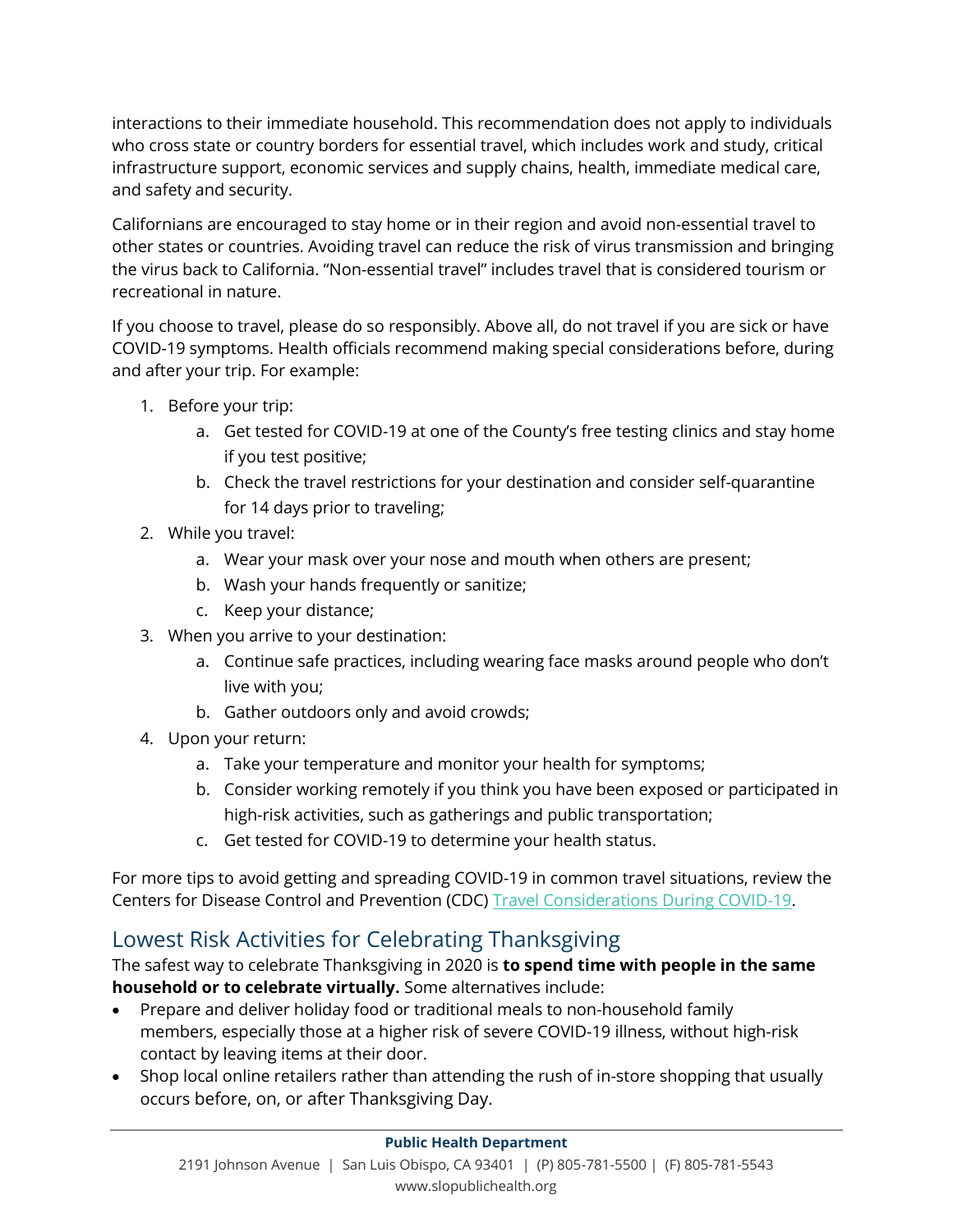interactions to their immediate household. This recommendation does not apply to individuals who cross state or country borders for essential travel, which includes work and study, critical infrastructure support, economic services and supply chains, health, immediate medical care, and safety and security.

Californians are encouraged to stay home or in their region and avoid non-essential travel to other states or countries. Avoiding travel can reduce the risk of virus transmission and bringing the virus back to California. "Non-essential travel" includes travel that is considered tourism or recreational in nature.

If you choose to travel, please do so responsibly. Above all, do not travel if you are sick or have COVID-19 symptoms. Health officials recommend making special considerations before, during and after your trip. For example:

1. Before your trip:
   a. Get tested for COVID-19 at one of the County's free testing clinics and stay home if you test positive;
   b. Check the travel restrictions for your destination and consider self-quarantine for 14 days prior to traveling;
2. While you travel:
   a. Wear your mask over your nose and mouth when others are present;
   b. Wash your hands frequently or sanitize;
   c. Keep your distance;
3. When you arrive to your destination:
   a. Continue safe practices, including wearing face masks around people who don't live with you;
   b. Gather outdoors only and avoid crowds;
4. Upon your return:
   a. Take your temperature and monitor your health for symptoms;
   b. Consider working remotely if you think you have been exposed or participated in high-risk activities, such as gatherings and public transportation;
   c. Get tested for COVID-19 to determine your health status.

For more tips to avoid getting and spreading COVID-19 in common travel situations, review the Centers for Disease Control and Prevention (CDC) Travel Considerations During COVID-19.

## Lowest Risk Activities for Celebrating Thanksgiving

The safest way to celebrate Thanksgiving in 2020 is **to spend time with people in the same household or to celebrate virtually.** Some alternatives include:

- Prepare and deliver holiday food or traditional meals to non-household family members, especially those at a higher risk of severe COVID-19 illness, without high-risk contact by leaving items at their door.
- Shop local online retailers rather than attending the rush of in-store shopping that usually occurs before, on, or after Thanksgiving Day.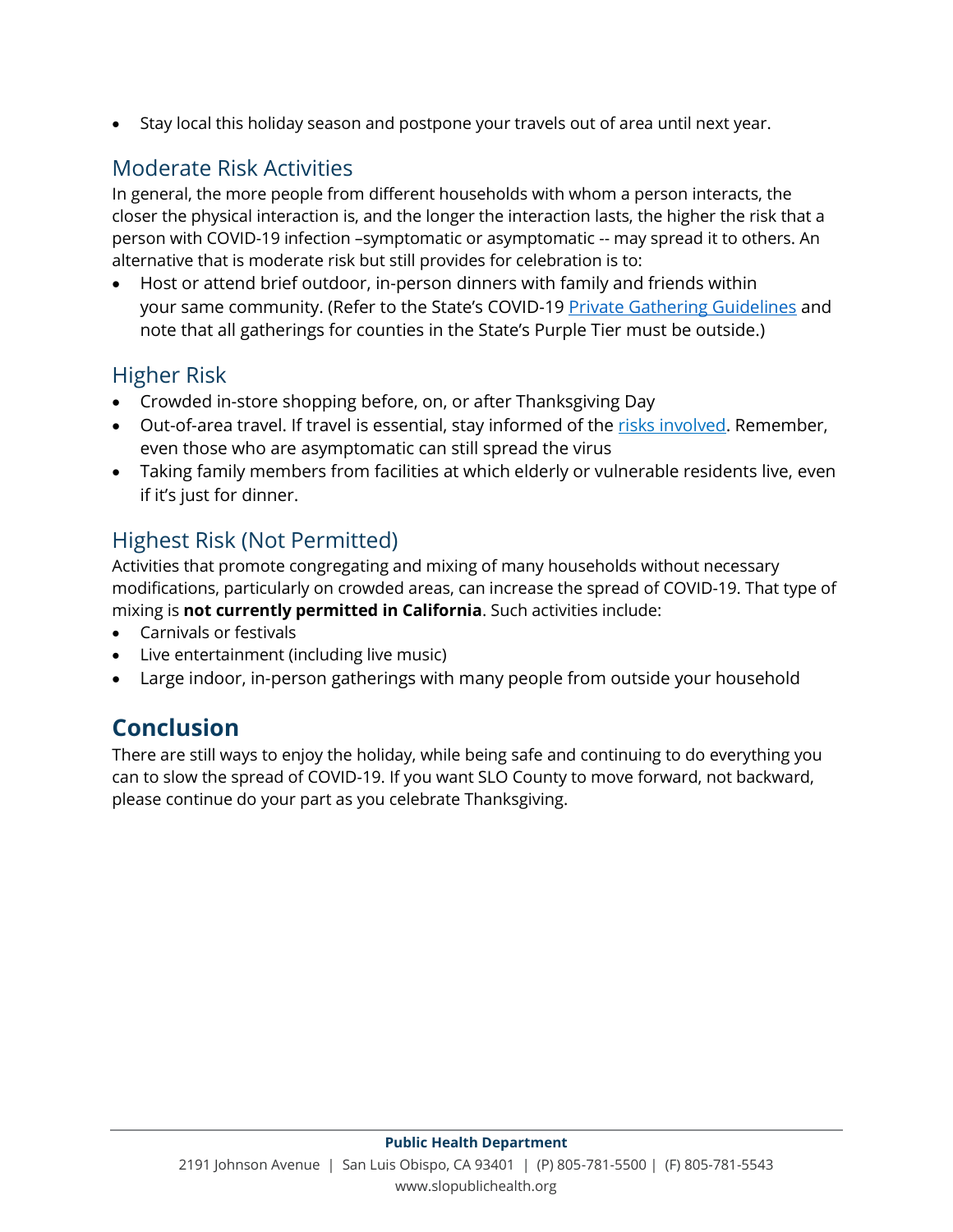- Stay local this holiday season and postpone your travels out of area until next year.

## Moderate Risk Activities

In general, the more people from different households with whom a person interacts, the closer the physical interaction is, and the longer the interaction lasts, the higher the risk that a person with COVID-19 infection –symptomatic or asymptomatic -- may spread it to others. An alternative that is moderate risk but still provides for celebration is to:

- Host or attend brief outdoor, in-person dinners with family and friends within your same community. (Refer to the State's COVID-19 Private Gathering Guidelines and note that all gatherings for counties in the State's Purple Tier must be outside.)

## Higher Risk

- Crowded in-store shopping before, on, or after Thanksgiving Day
- Out-of-area travel. If travel is essential, stay informed of the risks involved. Remember, even those who are asymptomatic can still spread the virus
- Taking family members from facilities at which elderly or vulnerable residents live, even if it's just for dinner.

## Highest Risk (Not Permitted)

Activities that promote congregating and mixing of many households without necessary modifications, particularly on crowded areas, can increase the spread of COVID-19. That type of mixing is **not currently permitted in California**. Such activities include:

- Carnivals or festivals
- Live entertainment (including live music)
- Large indoor, in-person gatherings with many people from outside your household

# Conclusion

There are still ways to enjoy the holiday, while being safe and continuing to do everything you can to slow the spread of COVID-19. If you want SLO County to move forward, not backward, please continue do your part as you celebrate Thanksgiving.